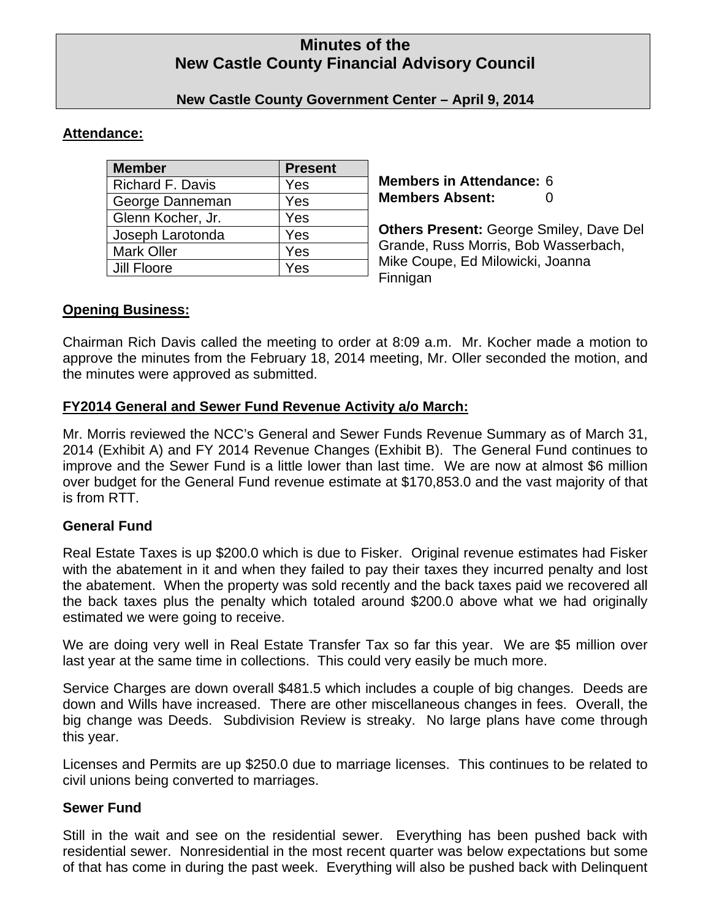# Minutes of the
# New Castle County Financial Advisory Council

**New Castle County Government Center – April 9, 2014**

**Attendance:**

| Member | Present |
|---|---|
| Richard F. Davis | Yes |
| George Danneman | Yes |
| Glenn Kocher, Jr. | Yes |
| Joseph Larotonda | Yes |
| Mark Oller | Yes |
| Jill Floore | Yes |

**Members in Attendance:** 6
**Members Absent:** 0

**Others Present:** George Smiley, Dave Del Grande, Russ Morris, Bob Wasserbach, Mike Coupe, Ed Milowicki, Joanna Finnigan

**Opening Business:**

Chairman Rich Davis called the meeting to order at 8:09 a.m. Mr. Kocher made a motion to approve the minutes from the February 18, 2014 meeting, Mr. Oller seconded the motion, and the minutes were approved as submitted.

**FY2014 General and Sewer Fund Revenue Activity a/o March:**

Mr. Morris reviewed the NCC's General and Sewer Funds Revenue Summary as of March 31, 2014 (Exhibit A) and FY 2014 Revenue Changes (Exhibit B). The General Fund continues to improve and the Sewer Fund is a little lower than last time. We are now at almost $6 million over budget for the General Fund revenue estimate at $170,853.0 and the vast majority of that is from RTT.

**General Fund**

Real Estate Taxes is up $200.0 which is due to Fisker. Original revenue estimates had Fisker with the abatement in it and when they failed to pay their taxes they incurred penalty and lost the abatement. When the property was sold recently and the back taxes paid we recovered all the back taxes plus the penalty which totaled around $200.0 above what we had originally estimated we were going to receive.

We are doing very well in Real Estate Transfer Tax so far this year. We are $5 million over last year at the same time in collections. This could very easily be much more.

Service Charges are down overall $481.5 which includes a couple of big changes. Deeds are down and Wills have increased. There are other miscellaneous changes in fees. Overall, the big change was Deeds. Subdivision Review is streaky. No large plans have come through this year.

Licenses and Permits are up $250.0 due to marriage licenses. This continues to be related to civil unions being converted to marriages.

**Sewer Fund**

Still in the wait and see on the residential sewer. Everything has been pushed back with residential sewer. Nonresidential in the most recent quarter was below expectations but some of that has come in during the past week. Everything will also be pushed back with Delinquent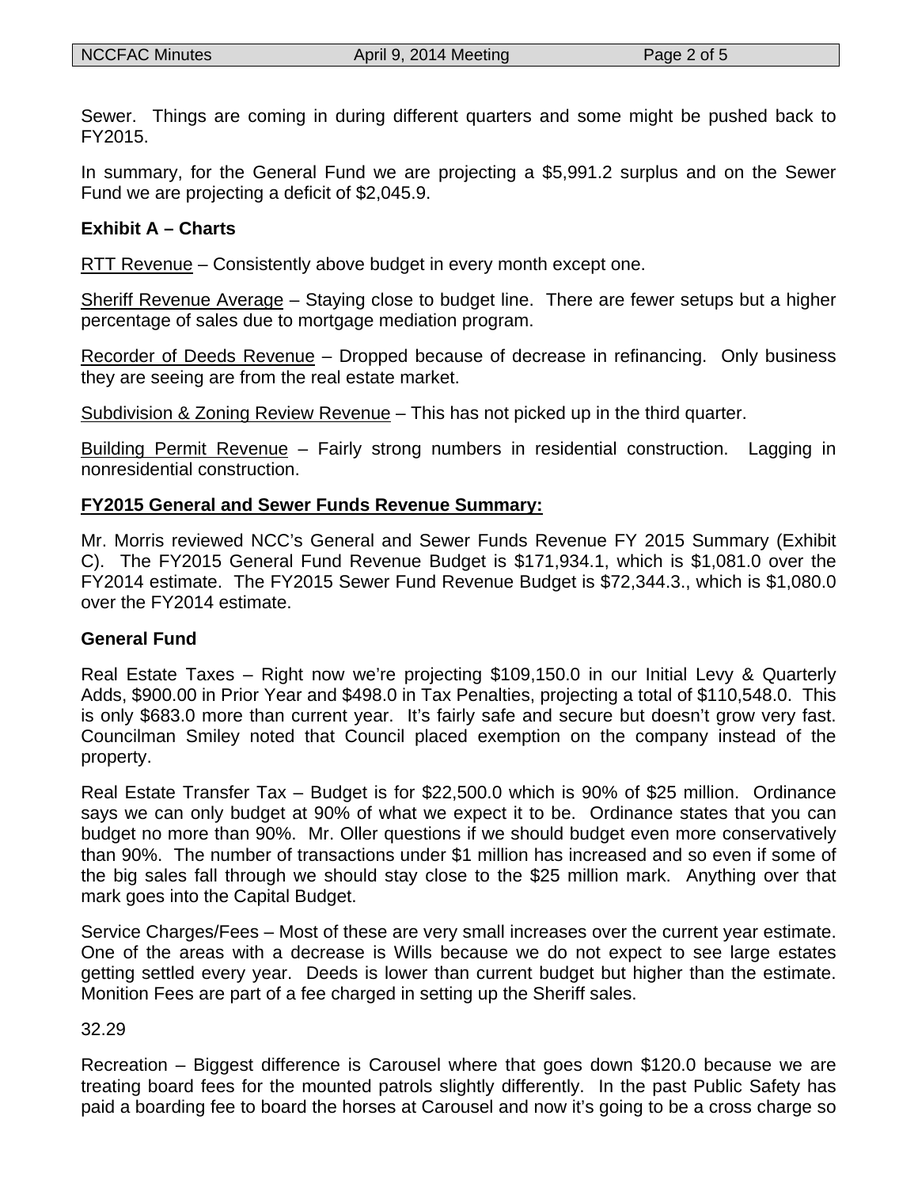Sewer. Things are coming in during different quarters and some might be pushed back to FY2015.

In summary, for the General Fund we are projecting a $5,991.2 surplus and on the Sewer Fund we are projecting a deficit of $2,045.9.

**Exhibit A – Charts**

<u>RTT Revenue</u> – Consistently above budget in every month except one.

<u>Sheriff Revenue Average</u> – Staying close to budget line. There are fewer setups but a higher percentage of sales due to mortgage mediation program.

<u>Recorder of Deeds Revenue</u> – Dropped because of decrease in refinancing. Only business they are seeing are from the real estate market.

<u>Subdivision & Zoning Review Revenue</u> – This has not picked up in the third quarter.

<u>Building Permit Revenue</u> – Fairly strong numbers in residential construction. Lagging in nonresidential construction.

**<u>FY2015 General and Sewer Funds Revenue Summary:</u>**

Mr. Morris reviewed NCC's General and Sewer Funds Revenue FY 2015 Summary (Exhibit C). The FY2015 General Fund Revenue Budget is $171,934.1, which is $1,081.0 over the FY2014 estimate. The FY2015 Sewer Fund Revenue Budget is $72,344.3., which is $1,080.0 over the FY2014 estimate.

**General Fund**

Real Estate Taxes – Right now we're projecting $109,150.0 in our Initial Levy & Quarterly Adds, $900.00 in Prior Year and $498.0 in Tax Penalties, projecting a total of $110,548.0. This is only $683.0 more than current year. It's fairly safe and secure but doesn't grow very fast. Councilman Smiley noted that Council placed exemption on the company instead of the property.

Real Estate Transfer Tax – Budget is for $22,500.0 which is 90% of $25 million. Ordinance says we can only budget at 90% of what we expect it to be. Ordinance states that you can budget no more than 90%. Mr. Oller questions if we should budget even more conservatively than 90%. The number of transactions under $1 million has increased and so even if some of the big sales fall through we should stay close to the $25 million mark. Anything over that mark goes into the Capital Budget.

Service Charges/Fees – Most of these are very small increases over the current year estimate. One of the areas with a decrease is Wills because we do not expect to see large estates getting settled every year. Deeds is lower than current budget but higher than the estimate. Monition Fees are part of a fee charged in setting up the Sheriff sales.

32.29

Recreation – Biggest difference is Carousel where that goes down $120.0 because we are treating board fees for the mounted patrols slightly differently. In the past Public Safety has paid a boarding fee to board the horses at Carousel and now it's going to be a cross charge so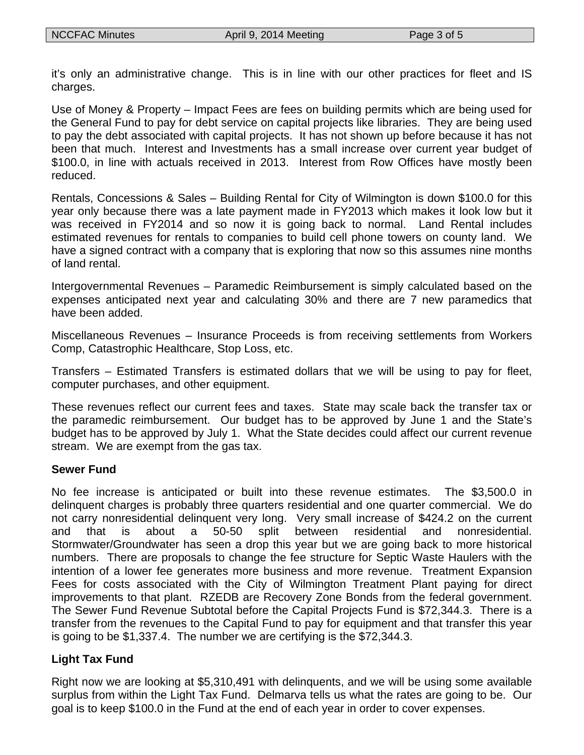it's only an administrative change.  This is in line with our other practices for fleet and IS charges.

Use of Money & Property – Impact Fees are fees on building permits which are being used for the General Fund to pay for debt service on capital projects like libraries.  They are being used to pay the debt associated with capital projects.  It has not shown up before because it has not been that much.  Interest and Investments has a small increase over current year budget of $100.0, in line with actuals received in 2013.  Interest from Row Offices have mostly been reduced.

Rentals, Concessions & Sales – Building Rental for City of Wilmington is down $100.0 for this year only because there was a late payment made in FY2013 which makes it look low but it was received in FY2014 and so now it is going back to normal.  Land Rental includes estimated revenues for rentals to companies to build cell phone towers on county land.  We have a signed contract with a company that is exploring that now so this assumes nine months of land rental.

Intergovernmental Revenues – Paramedic Reimbursement is simply calculated based on the expenses anticipated next year and calculating 30% and there are 7 new paramedics that have been added.

Miscellaneous Revenues – Insurance Proceeds is from receiving settlements from Workers Comp, Catastrophic Healthcare, Stop Loss, etc.

Transfers – Estimated Transfers is estimated dollars that we will be using to pay for fleet, computer purchases, and other equipment.

These revenues reflect our current fees and taxes.  State may scale back the transfer tax or the paramedic reimbursement.  Our budget has to be approved by June 1 and the State's budget has to be approved by July 1.  What the State decides could affect our current revenue stream.  We are exempt from the gas tax.

**Sewer Fund**

No fee increase is anticipated or built into these revenue estimates.  The $3,500.0 in delinquent charges is probably three quarters residential and one quarter commercial.  We do not carry nonresidential delinquent very long.  Very small increase of $424.2 on the current and that is about a 50-50 split between residential and nonresidential. Stormwater/Groundwater has seen a drop this year but we are going back to more historical numbers.  There are proposals to change the fee structure for Septic Waste Haulers with the intention of a lower fee generates more business and more revenue.  Treatment Expansion Fees for costs associated with the City of Wilmington Treatment Plant paying for direct improvements to that plant.  RZEDB are Recovery Zone Bonds from the federal government. The Sewer Fund Revenue Subtotal before the Capital Projects Fund is $72,344.3.  There is a transfer from the revenues to the Capital Fund to pay for equipment and that transfer this year is going to be $1,337.4.  The number we are certifying is the $72,344.3.

**Light Tax Fund**

Right now we are looking at $5,310,491 with delinquents, and we will be using some available surplus from within the Light Tax Fund.  Delmarva tells us what the rates are going to be.  Our goal is to keep $100.0 in the Fund at the end of each year in order to cover expenses.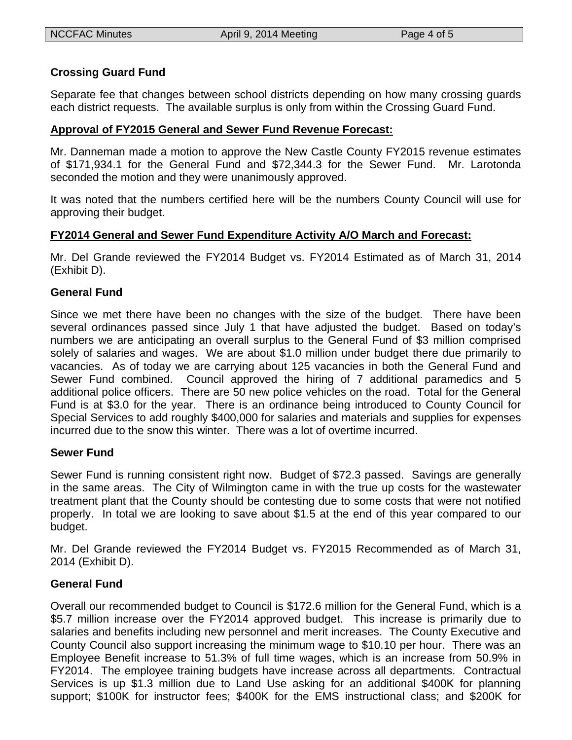**Crossing Guard Fund**

Separate fee that changes between school districts depending on how many crossing guards each district requests. The available surplus is only from within the Crossing Guard Fund.

**Approval of FY2015 General and Sewer Fund Revenue Forecast:**

Mr. Danneman made a motion to approve the New Castle County FY2015 revenue estimates of $171,934.1 for the General Fund and $72,344.3 for the Sewer Fund. Mr. Larotonda seconded the motion and they were unanimously approved.

It was noted that the numbers certified here will be the numbers County Council will use for approving their budget.

**FY2014 General and Sewer Fund Expenditure Activity A/O March and Forecast:**

Mr. Del Grande reviewed the FY2014 Budget vs. FY2014 Estimated as of March 31, 2014 (Exhibit D).

**General Fund**

Since we met there have been no changes with the size of the budget. There have been several ordinances passed since July 1 that have adjusted the budget. Based on today's numbers we are anticipating an overall surplus to the General Fund of $3 million comprised solely of salaries and wages. We are about $1.0 million under budget there due primarily to vacancies. As of today we are carrying about 125 vacancies in both the General Fund and Sewer Fund combined. Council approved the hiring of 7 additional paramedics and 5 additional police officers. There are 50 new police vehicles on the road. Total for the General Fund is at $3.0 for the year. There is an ordinance being introduced to County Council for Special Services to add roughly $400,000 for salaries and materials and supplies for expenses incurred due to the snow this winter. There was a lot of overtime incurred.

**Sewer Fund**

Sewer Fund is running consistent right now. Budget of $72.3 passed. Savings are generally in the same areas. The City of Wilmington came in with the true up costs for the wastewater treatment plant that the County should be contesting due to some costs that were not notified properly. In total we are looking to save about $1.5 at the end of this year compared to our budget.

Mr. Del Grande reviewed the FY2014 Budget vs. FY2015 Recommended as of March 31, 2014 (Exhibit D).

**General Fund**

Overall our recommended budget to Council is $172.6 million for the General Fund, which is a $5.7 million increase over the FY2014 approved budget. This increase is primarily due to salaries and benefits including new personnel and merit increases. The County Executive and County Council also support increasing the minimum wage to $10.10 per hour. There was an Employee Benefit increase to 51.3% of full time wages, which is an increase from 50.9% in FY2014. The employee training budgets have increase across all departments. Contractual Services is up $1.3 million due to Land Use asking for an additional $400K for planning support; $100K for instructor fees; $400K for the EMS instructional class; and $200K for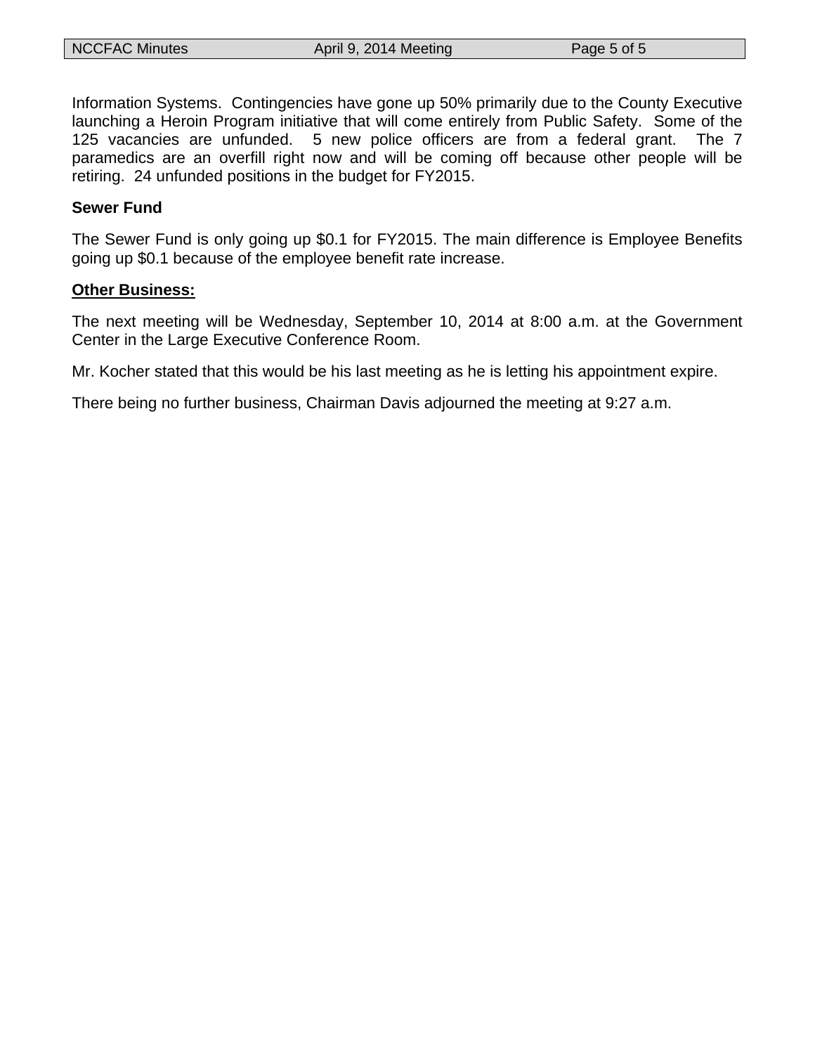Information Systems. Contingencies have gone up 50% primarily due to the County Executive launching a Heroin Program initiative that will come entirely from Public Safety. Some of the 125 vacancies are unfunded. 5 new police officers are from a federal grant. The 7 paramedics are an overfill right now and will be coming off because other people will be retiring. 24 unfunded positions in the budget for FY2015.

**Sewer Fund**

The Sewer Fund is only going up $0.1 for FY2015. The main difference is Employee Benefits going up $0.1 because of the employee benefit rate increase.

**Other Business:**

The next meeting will be Wednesday, September 10, 2014 at 8:00 a.m. at the Government Center in the Large Executive Conference Room.

Mr. Kocher stated that this would be his last meeting as he is letting his appointment expire.

There being no further business, Chairman Davis adjourned the meeting at 9:27 a.m.